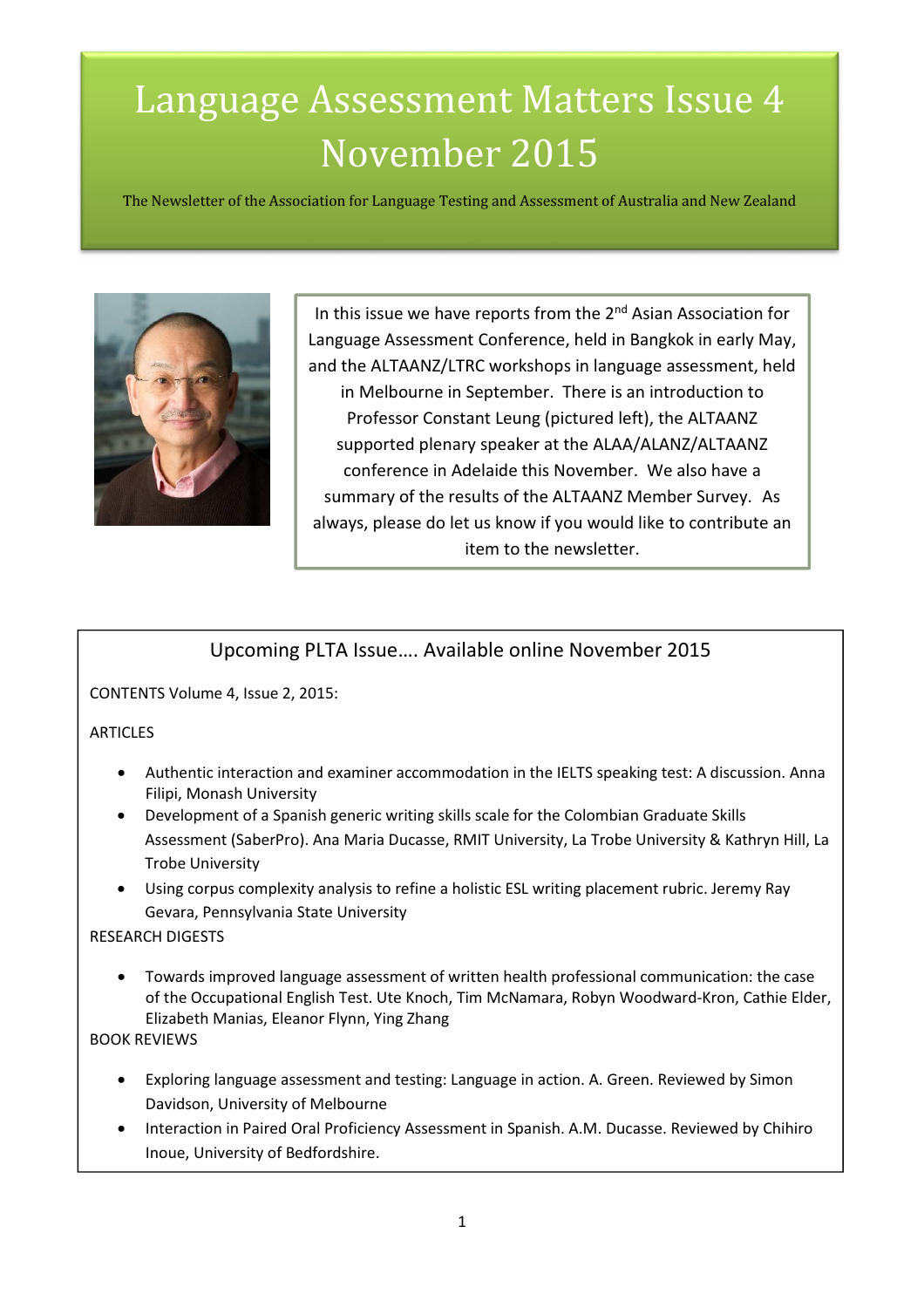# Language Assessment Matters Issue 4 November 2015

The Newsletter of the Association for Language Testing and Assessment of Australia and New Zealand

In this issue we have reports from the 2nd Asian Association for Language Assessment Conference, held in Bangkok in early May, and the ALTAANZ/LTRC workshops in language assessment, held in Melbourne in September. There is an introduction to Professor Constant Leung (pictured left), the ALTAANZ supported plenary speaker at the ALAA/ALANZ/ALTAANZ conference in Adelaide this November. We also have a summary of the results of the ALTAANZ Member Survey. As always, please do let us know if you would like to contribute an item to the newsletter.

## Upcoming PLTA Issue…. Available online November 2015

CONTENTS Volume 4, Issue 2, 2015:

ARTICLES

- Authentic interaction and examiner accommodation in the IELTS speaking test: A discussion. Anna Filipi, Monash University
- Development of a Spanish generic writing skills scale for the Colombian Graduate Skills Assessment (SaberPro). Ana Maria Ducasse, RMIT University, La Trobe University & Kathryn Hill, La Trobe University
- Using corpus complexity analysis to refine a holistic ESL writing placement rubric. Jeremy Ray Gevara, Pennsylvania State University

RESEARCH DIGESTS

- Towards improved language assessment of written health professional communication: the case of the Occupational English Test. Ute Knoch, Tim McNamara, Robyn Woodward-Kron, Cathie Elder, Elizabeth Manias, Eleanor Flynn, Ying Zhang

BOOK REVIEWS

- Exploring language assessment and testing: Language in action. A. Green. Reviewed by Simon Davidson, University of Melbourne
- Interaction in Paired Oral Proficiency Assessment in Spanish. A.M. Ducasse. Reviewed by Chihiro Inoue, University of Bedfordshire.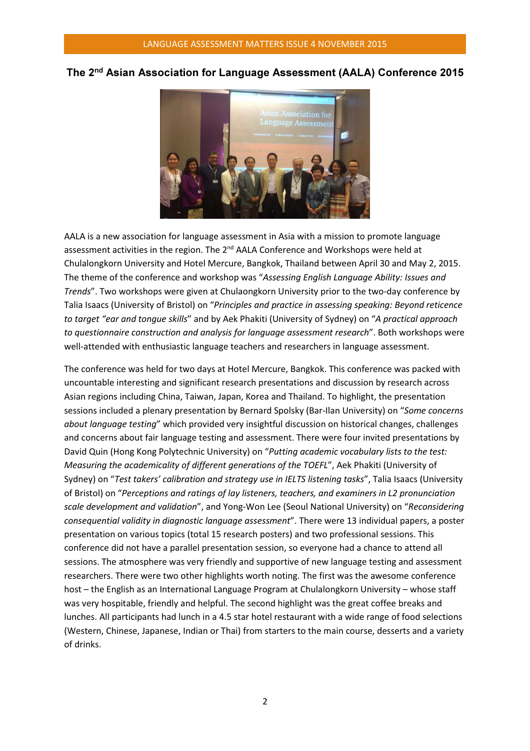## The 2nd Asian Association for Language Assessment (AALA) Conference 2015

AALA is a new association for language assessment in Asia with a mission to promote language assessment activities in the region. The 2nd AALA Conference and Workshops were held at Chulalongkorn University and Hotel Mercure, Bangkok, Thailand between April 30 and May 2, 2015. The theme of the conference and workshop was "*Assessing English Language Ability: Issues and Trends*". Two workshops were given at Chulaongkorn University prior to the two-day conference by Talia Isaacs (University of Bristol) on "*Principles and practice in assessing speaking: Beyond reticence to target "ear and tongue skills*" and by Aek Phakiti (University of Sydney) on "*A practical approach to questionnaire construction and analysis for language assessment research*". Both workshops were well-attended with enthusiastic language teachers and researchers in language assessment.

The conference was held for two days at Hotel Mercure, Bangkok. This conference was packed with uncountable interesting and significant research presentations and discussion by research across Asian regions including China, Taiwan, Japan, Korea and Thailand. To highlight, the presentation sessions included a plenary presentation by Bernard Spolsky (Bar-Ilan University) on "*Some concerns about language testing*" which provided very insightful discussion on historical changes, challenges and concerns about fair language testing and assessment. There were four invited presentations by David Quin (Hong Kong Polytechnic University) on "*Putting academic vocabulary lists to the test: Measuring the academicality of different generations of the TOEFL*", Aek Phakiti (University of Sydney) on "*Test takers' calibration and strategy use in IELTS listening tasks*", Talia Isaacs (University of Bristol) on "*Perceptions and ratings of lay listeners, teachers, and examiners in L2 pronunciation scale development and validation*", and Yong-Won Lee (Seoul National University) on "*Reconsidering consequential validity in diagnostic language assessment*". There were 13 individual papers, a poster presentation on various topics (total 15 research posters) and two professional sessions. This conference did not have a parallel presentation session, so everyone had a chance to attend all sessions. The atmosphere was very friendly and supportive of new language testing and assessment researchers. There were two other highlights worth noting. The first was the awesome conference host – the English as an International Language Program at Chulalongkorn University – whose staff was very hospitable, friendly and helpful. The second highlight was the great coffee breaks and lunches. All participants had lunch in a 4.5 star hotel restaurant with a wide range of food selections (Western, Chinese, Japanese, Indian or Thai) from starters to the main course, desserts and a variety of drinks.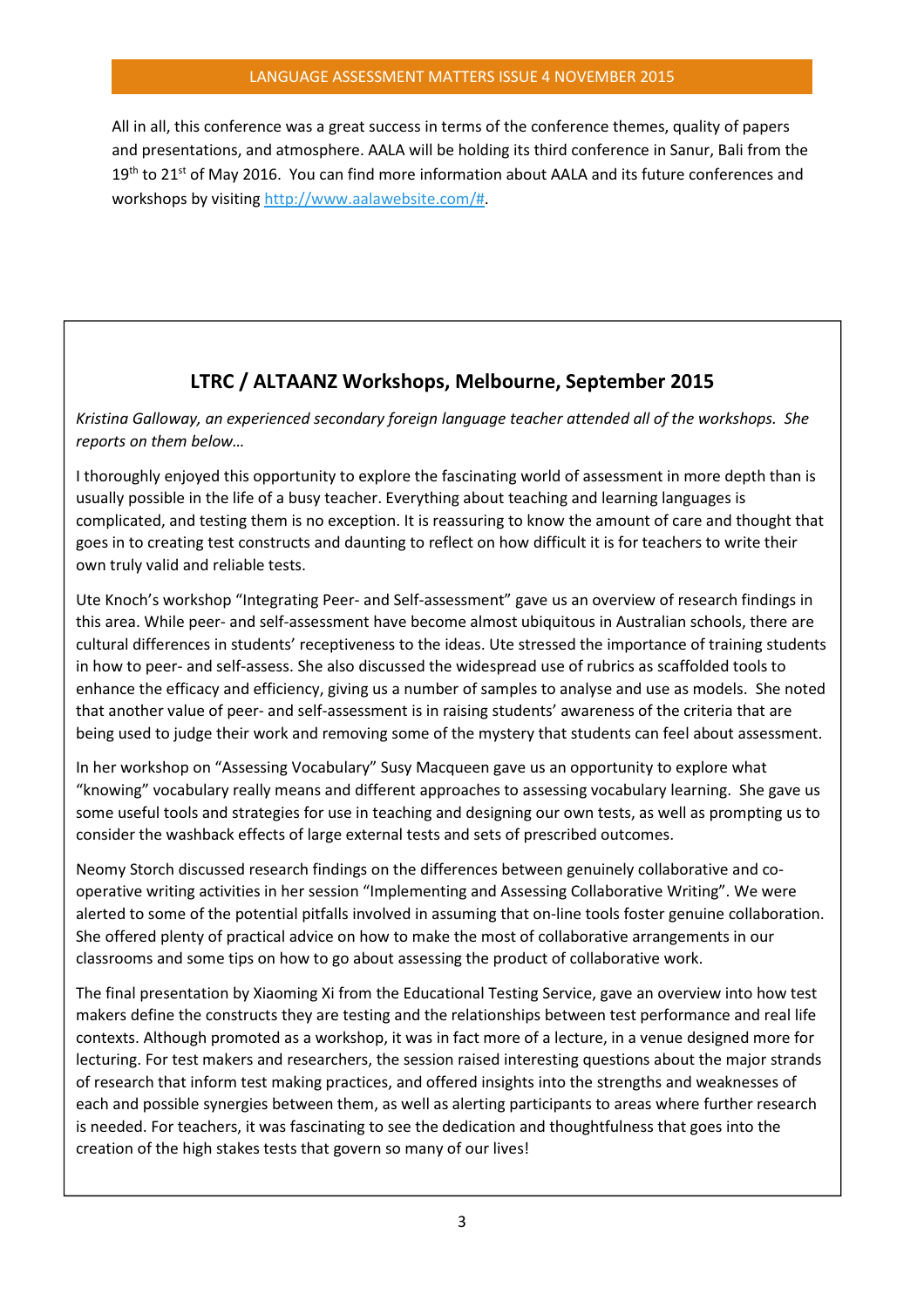All in all, this conference was a great success in terms of the conference themes, quality of papers and presentations, and atmosphere. AALA will be holding its third conference in Sanur, Bali from the 19th to 21st of May 2016. You can find more information about AALA and its future conferences and workshops by visiting http://www.aalawebsite.com/#.

## LTRC / ALTAANZ Workshops, Melbourne, September 2015

*Kristina Galloway, an experienced secondary foreign language teacher attended all of the workshops. She reports on them below…*

I thoroughly enjoyed this opportunity to explore the fascinating world of assessment in more depth than is usually possible in the life of a busy teacher. Everything about teaching and learning languages is complicated, and testing them is no exception. It is reassuring to know the amount of care and thought that goes in to creating test constructs and daunting to reflect on how difficult it is for teachers to write their own truly valid and reliable tests.

Ute Knoch's workshop "Integrating Peer- and Self-assessment" gave us an overview of research findings in this area. While peer- and self-assessment have become almost ubiquitous in Australian schools, there are cultural differences in students' receptiveness to the ideas. Ute stressed the importance of training students in how to peer- and self-assess. She also discussed the widespread use of rubrics as scaffolded tools to enhance the efficacy and efficiency, giving us a number of samples to analyse and use as models. She noted that another value of peer- and self-assessment is in raising students' awareness of the criteria that are being used to judge their work and removing some of the mystery that students can feel about assessment.

In her workshop on "Assessing Vocabulary" Susy Macqueen gave us an opportunity to explore what "knowing" vocabulary really means and different approaches to assessing vocabulary learning. She gave us some useful tools and strategies for use in teaching and designing our own tests, as well as prompting us to consider the washback effects of large external tests and sets of prescribed outcomes.

Neomy Storch discussed research findings on the differences between genuinely collaborative and co-operative writing activities in her session "Implementing and Assessing Collaborative Writing". We were alerted to some of the potential pitfalls involved in assuming that on-line tools foster genuine collaboration. She offered plenty of practical advice on how to make the most of collaborative arrangements in our classrooms and some tips on how to go about assessing the product of collaborative work.

The final presentation by Xiaoming Xi from the Educational Testing Service, gave an overview into how test makers define the constructs they are testing and the relationships between test performance and real life contexts. Although promoted as a workshop, it was in fact more of a lecture, in a venue designed more for lecturing. For test makers and researchers, the session raised interesting questions about the major strands of research that inform test making practices, and offered insights into the strengths and weaknesses of each and possible synergies between them, as well as alerting participants to areas where further research is needed. For teachers, it was fascinating to see the dedication and thoughtfulness that goes into the creation of the high stakes tests that govern so many of our lives!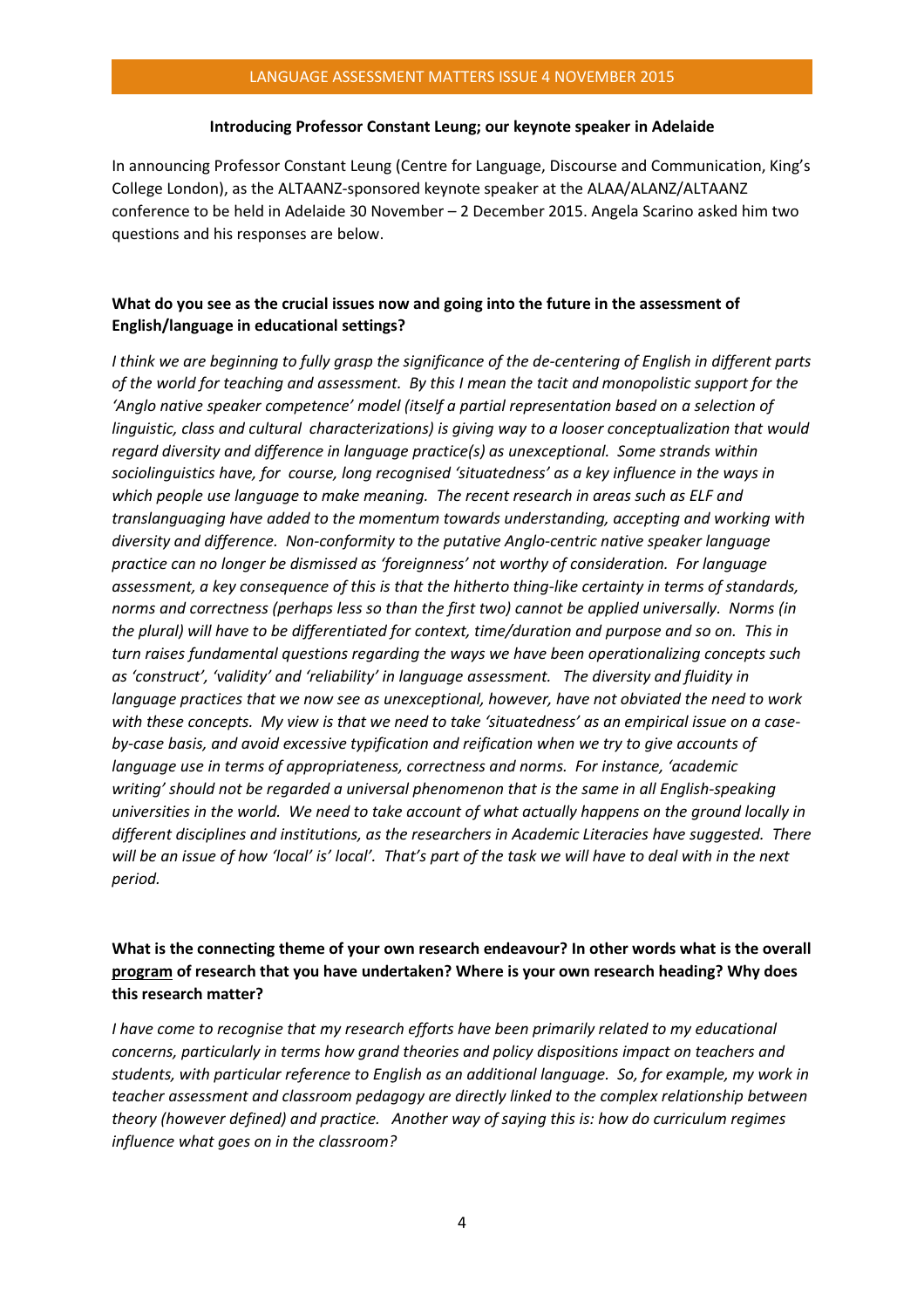### Introducing Professor Constant Leung; our keynote speaker in Adelaide

In announcing Professor Constant Leung (Centre for Language, Discourse and Communication, King's College London), as the ALTAANZ-sponsored keynote speaker at the ALAA/ALANZ/ALTAANZ conference to be held in Adelaide 30 November – 2 December 2015. Angela Scarino asked him two questions and his responses are below.

**What do you see as the crucial issues now and going into the future in the assessment of English/language in educational settings?**

*I think we are beginning to fully grasp the significance of the de-centering of English in different parts of the world for teaching and assessment. By this I mean the tacit and monopolistic support for the 'Anglo native speaker competence' model (itself a partial representation based on a selection of linguistic, class and cultural characterizations) is giving way to a looser conceptualization that would regard diversity and difference in language practice(s) as unexceptional. Some strands within sociolinguistics have, for course, long recognised 'situatedness' as a key influence in the ways in which people use language to make meaning. The recent research in areas such as ELF and translanguaging have added to the momentum towards understanding, accepting and working with diversity and difference. Non-conformity to the putative Anglo-centric native speaker language practice can no longer be dismissed as 'foreignness' not worthy of consideration. For language assessment, a key consequence of this is that the hitherto thing-like certainty in terms of standards, norms and correctness (perhaps less so than the first two) cannot be applied universally. Norms (in the plural) will have to be differentiated for context, time/duration and purpose and so on. This in turn raises fundamental questions regarding the ways we have been operationalizing concepts such as 'construct', 'validity' and 'reliability' in language assessment. The diversity and fluidity in language practices that we now see as unexceptional, however, have not obviated the need to work with these concepts. My view is that we need to take 'situatedness' as an empirical issue on a case-by-case basis, and avoid excessive typification and reification when we try to give accounts of language use in terms of appropriateness, correctness and norms. For instance, 'academic writing' should not be regarded a universal phenomenon that is the same in all English-speaking universities in the world. We need to take account of what actually happens on the ground locally in different disciplines and institutions, as the researchers in Academic Literacies have suggested. There will be an issue of how 'local' is' local'. That's part of the task we will have to deal with in the next period.*

**What is the connecting theme of your own research endeavour? In other words what is the overall program of research that you have undertaken? Where is your own research heading? Why does this research matter?**

*I have come to recognise that my research efforts have been primarily related to my educational concerns, particularly in terms how grand theories and policy dispositions impact on teachers and students, with particular reference to English as an additional language. So, for example, my work in teacher assessment and classroom pedagogy are directly linked to the complex relationship between theory (however defined) and practice. Another way of saying this is: how do curriculum regimes influence what goes on in the classroom?*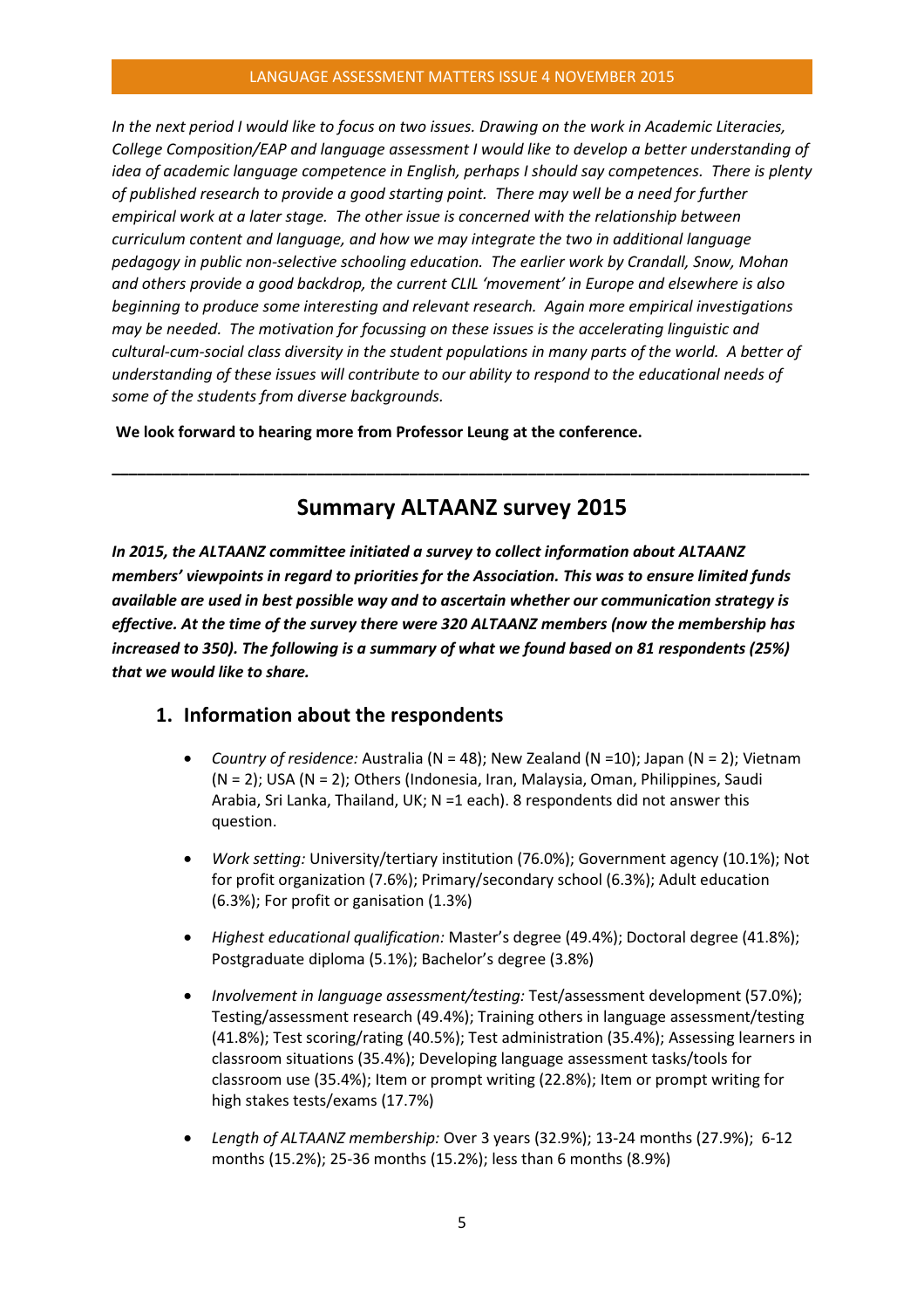*In the next period I would like to focus on two issues. Drawing on the work in Academic Literacies, College Composition/EAP and language assessment I would like to develop a better understanding of idea of academic language competence in English, perhaps I should say competences. There is plenty of published research to provide a good starting point. There may well be a need for further empirical work at a later stage. The other issue is concerned with the relationship between curriculum content and language, and how we may integrate the two in additional language pedagogy in public non-selective schooling education. The earlier work by Crandall, Snow, Mohan and others provide a good backdrop, the current CLIL 'movement' in Europe and elsewhere is also beginning to produce some interesting and relevant research. Again more empirical investigations may be needed. The motivation for focussing on these issues is the accelerating linguistic and cultural-cum-social class diversity in the student populations in many parts of the world. A better of understanding of these issues will contribute to our ability to respond to the educational needs of some of the students from diverse backgrounds.*

**We look forward to hearing more from Professor Leung at the conference.**

---

## Summary ALTAANZ survey 2015

***In 2015, the ALTAANZ committee initiated a survey to collect information about ALTAANZ members' viewpoints in regard to priorities for the Association. This was to ensure limited funds available are used in best possible way and to ascertain whether our communication strategy is effective. At the time of the survey there were 320 ALTAANZ members (now the membership has increased to 350). The following is a summary of what we found based on 81 respondents (25%) that we would like to share.***

### 1. Information about the respondents

- *Country of residence:* Australia (N = 48); New Zealand (N =10); Japan (N = 2); Vietnam (N = 2); USA (N = 2); Others (Indonesia, Iran, Malaysia, Oman, Philippines, Saudi Arabia, Sri Lanka, Thailand, UK; N =1 each). 8 respondents did not answer this question.
- *Work setting:* University/tertiary institution (76.0%); Government agency (10.1%); Not for profit organization (7.6%); Primary/secondary school (6.3%); Adult education (6.3%); For profit or ganisation (1.3%)
- *Highest educational qualification:* Master's degree (49.4%); Doctoral degree (41.8%); Postgraduate diploma (5.1%); Bachelor's degree (3.8%)
- *Involvement in language assessment/testing:* Test/assessment development (57.0%); Testing/assessment research (49.4%); Training others in language assessment/testing (41.8%); Test scoring/rating (40.5%); Test administration (35.4%); Assessing learners in classroom situations (35.4%); Developing language assessment tasks/tools for classroom use (35.4%); Item or prompt writing (22.8%); Item or prompt writing for high stakes tests/exams (17.7%)
- *Length of ALTAANZ membership:* Over 3 years (32.9%); 13-24 months (27.9%); 6-12 months (15.2%); 25-36 months (15.2%); less than 6 months (8.9%)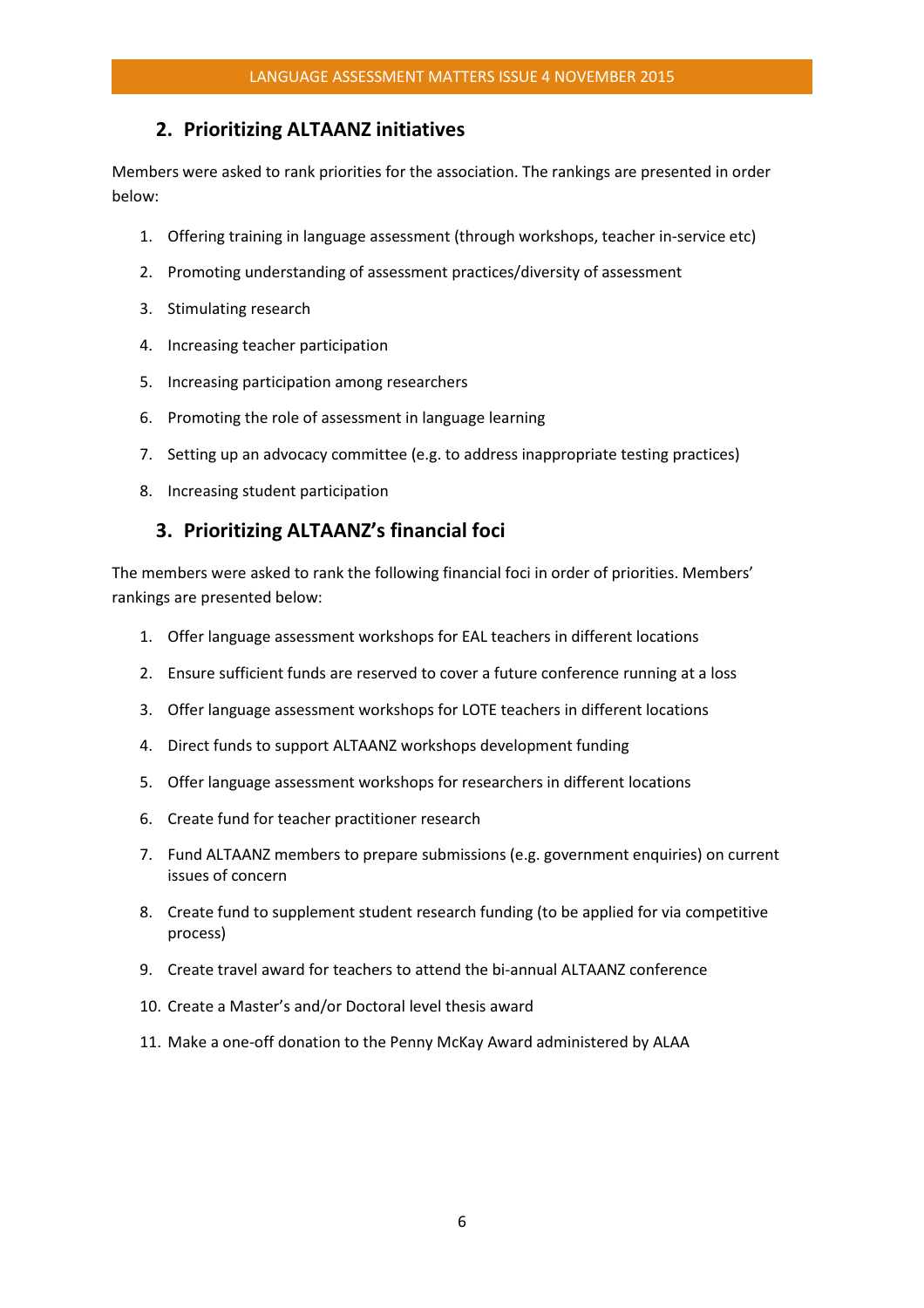## 2. Prioritizing ALTAANZ initiatives

Members were asked to rank priorities for the association. The rankings are presented in order below:

1. Offering training in language assessment (through workshops, teacher in-service etc)
2. Promoting understanding of assessment practices/diversity of assessment
3. Stimulating research
4. Increasing teacher participation
5. Increasing participation among researchers
6. Promoting the role of assessment in language learning
7. Setting up an advocacy committee (e.g. to address inappropriate testing practices)
8. Increasing student participation

## 3. Prioritizing ALTAANZ's financial foci

The members were asked to rank the following financial foci in order of priorities. Members' rankings are presented below:

1. Offer language assessment workshops for EAL teachers in different locations
2. Ensure sufficient funds are reserved to cover a future conference running at a loss
3. Offer language assessment workshops for LOTE teachers in different locations
4. Direct funds to support ALTAANZ workshops development funding
5. Offer language assessment workshops for researchers in different locations
6. Create fund for teacher practitioner research
7. Fund ALTAANZ members to prepare submissions (e.g. government enquiries) on current issues of concern
8. Create fund to supplement student research funding (to be applied for via competitive process)
9. Create travel award for teachers to attend the bi-annual ALTAANZ conference
10. Create a Master's and/or Doctoral level thesis award
11. Make a one-off donation to the Penny McKay Award administered by ALAA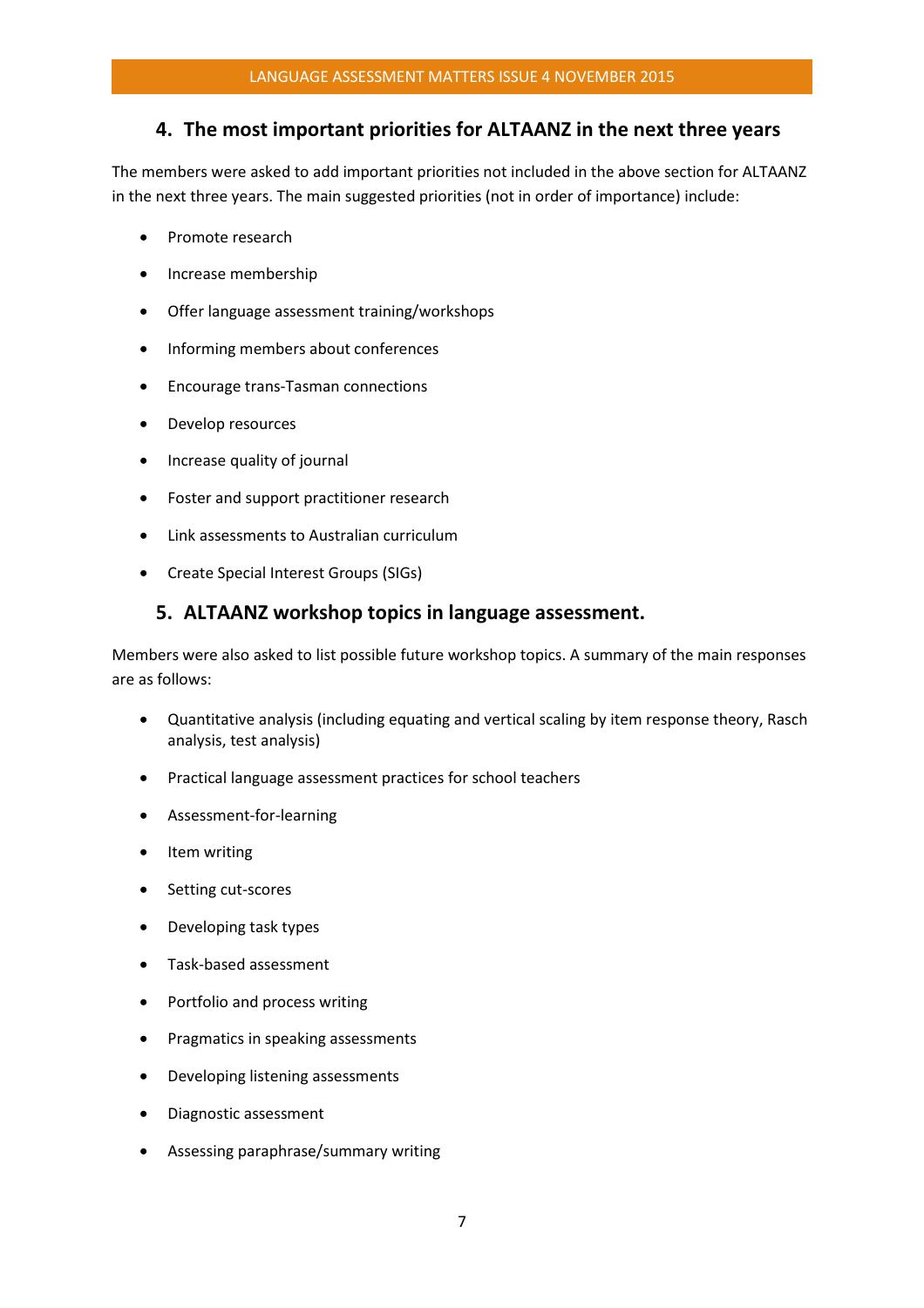## 4. The most important priorities for ALTAANZ in the next three years

The members were asked to add important priorities not included in the above section for ALTAANZ in the next three years. The main suggested priorities (not in order of importance) include:

- Promote research
- Increase membership
- Offer language assessment training/workshops
- Informing members about conferences
- Encourage trans-Tasman connections
- Develop resources
- Increase quality of journal
- Foster and support practitioner research
- Link assessments to Australian curriculum
- Create Special Interest Groups (SIGs)

## 5. ALTAANZ workshop topics in language assessment.

Members were also asked to list possible future workshop topics. A summary of the main responses are as follows:

- Quantitative analysis (including equating and vertical scaling by item response theory, Rasch analysis, test analysis)
- Practical language assessment practices for school teachers
- Assessment-for-learning
- Item writing
- Setting cut-scores
- Developing task types
- Task-based assessment
- Portfolio and process writing
- Pragmatics in speaking assessments
- Developing listening assessments
- Diagnostic assessment
- Assessing paraphrase/summary writing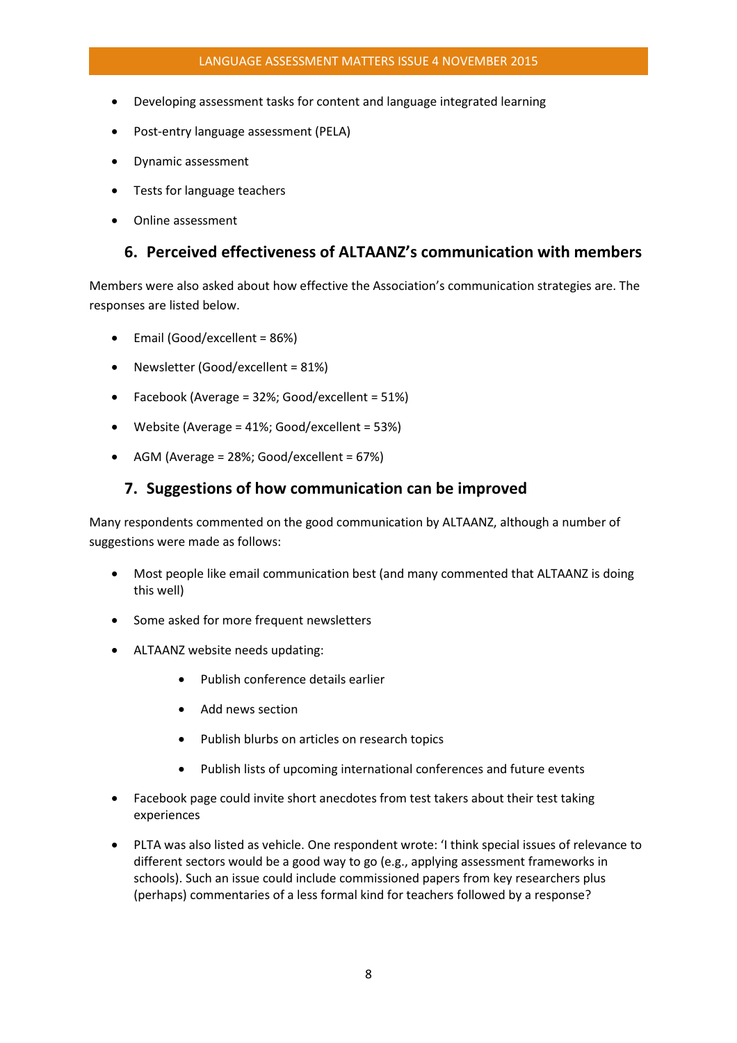- Developing assessment tasks for content and language integrated learning
- Post-entry language assessment (PELA)
- Dynamic assessment
- Tests for language teachers
- Online assessment

## 6. Perceived effectiveness of ALTAANZ's communication with members

Members were also asked about how effective the Association's communication strategies are. The responses are listed below.

- Email (Good/excellent = 86%)
- Newsletter (Good/excellent = 81%)
- Facebook (Average = 32%; Good/excellent = 51%)
- Website (Average = 41%; Good/excellent = 53%)
- AGM (Average = 28%; Good/excellent = 67%)

## 7. Suggestions of how communication can be improved

Many respondents commented on the good communication by ALTAANZ, although a number of suggestions were made as follows:

- Most people like email communication best (and many commented that ALTAANZ is doing this well)
- Some asked for more frequent newsletters
- ALTAANZ website needs updating:
    - Publish conference details earlier
    - Add news section
    - Publish blurbs on articles on research topics
    - Publish lists of upcoming international conferences and future events
- Facebook page could invite short anecdotes from test takers about their test taking experiences
- PLTA was also listed as vehicle. One respondent wrote: 'I think special issues of relevance to different sectors would be a good way to go (e.g., applying assessment frameworks in schools). Such an issue could include commissioned papers from key researchers plus (perhaps) commentaries of a less formal kind for teachers followed by a response?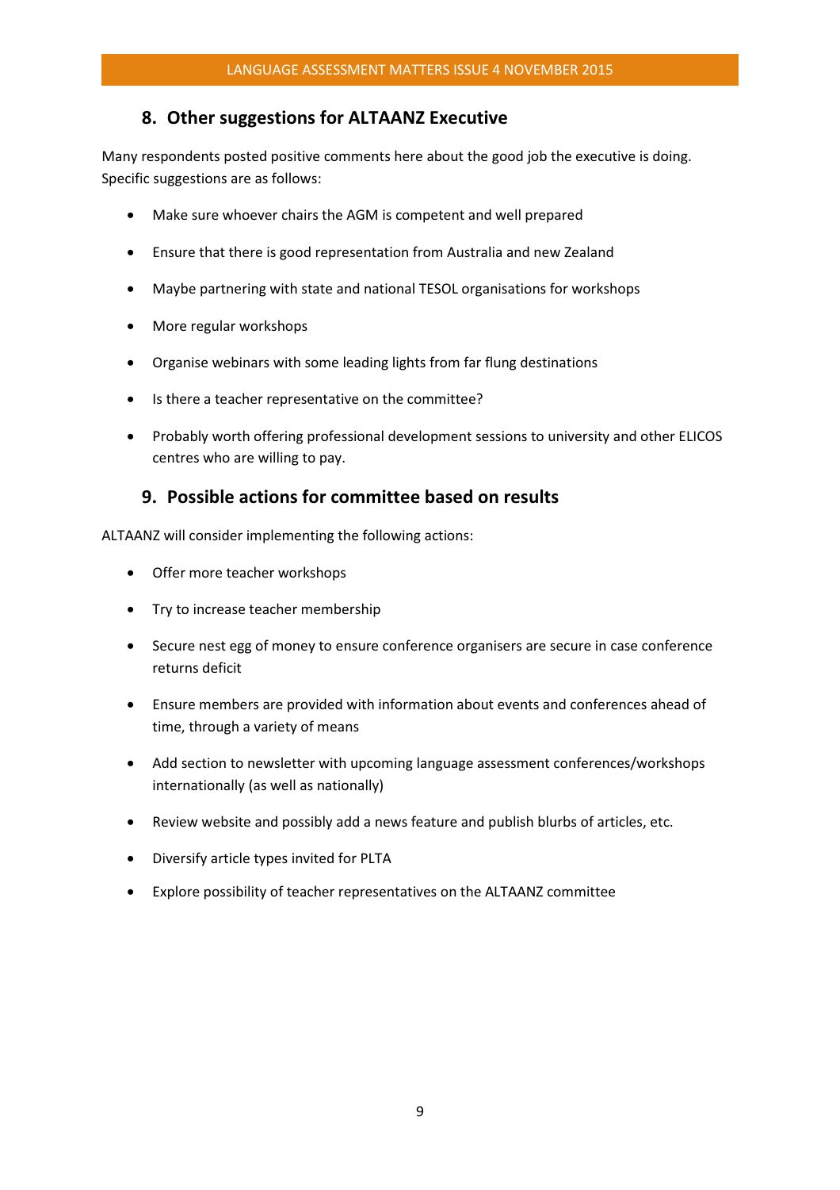## 8. Other suggestions for ALTAANZ Executive

Many respondents posted positive comments here about the good job the executive is doing. Specific suggestions are as follows:

- Make sure whoever chairs the AGM is competent and well prepared
- Ensure that there is good representation from Australia and new Zealand
- Maybe partnering with state and national TESOL organisations for workshops
- More regular workshops
- Organise webinars with some leading lights from far flung destinations
- Is there a teacher representative on the committee?
- Probably worth offering professional development sessions to university and other ELICOS centres who are willing to pay.

## 9. Possible actions for committee based on results

ALTAANZ will consider implementing the following actions:

- Offer more teacher workshops
- Try to increase teacher membership
- Secure nest egg of money to ensure conference organisers are secure in case conference returns deficit
- Ensure members are provided with information about events and conferences ahead of time, through a variety of means
- Add section to newsletter with upcoming language assessment conferences/workshops internationally (as well as nationally)
- Review website and possibly add a news feature and publish blurbs of articles, etc.
- Diversify article types invited for PLTA
- Explore possibility of teacher representatives on the ALTAANZ committee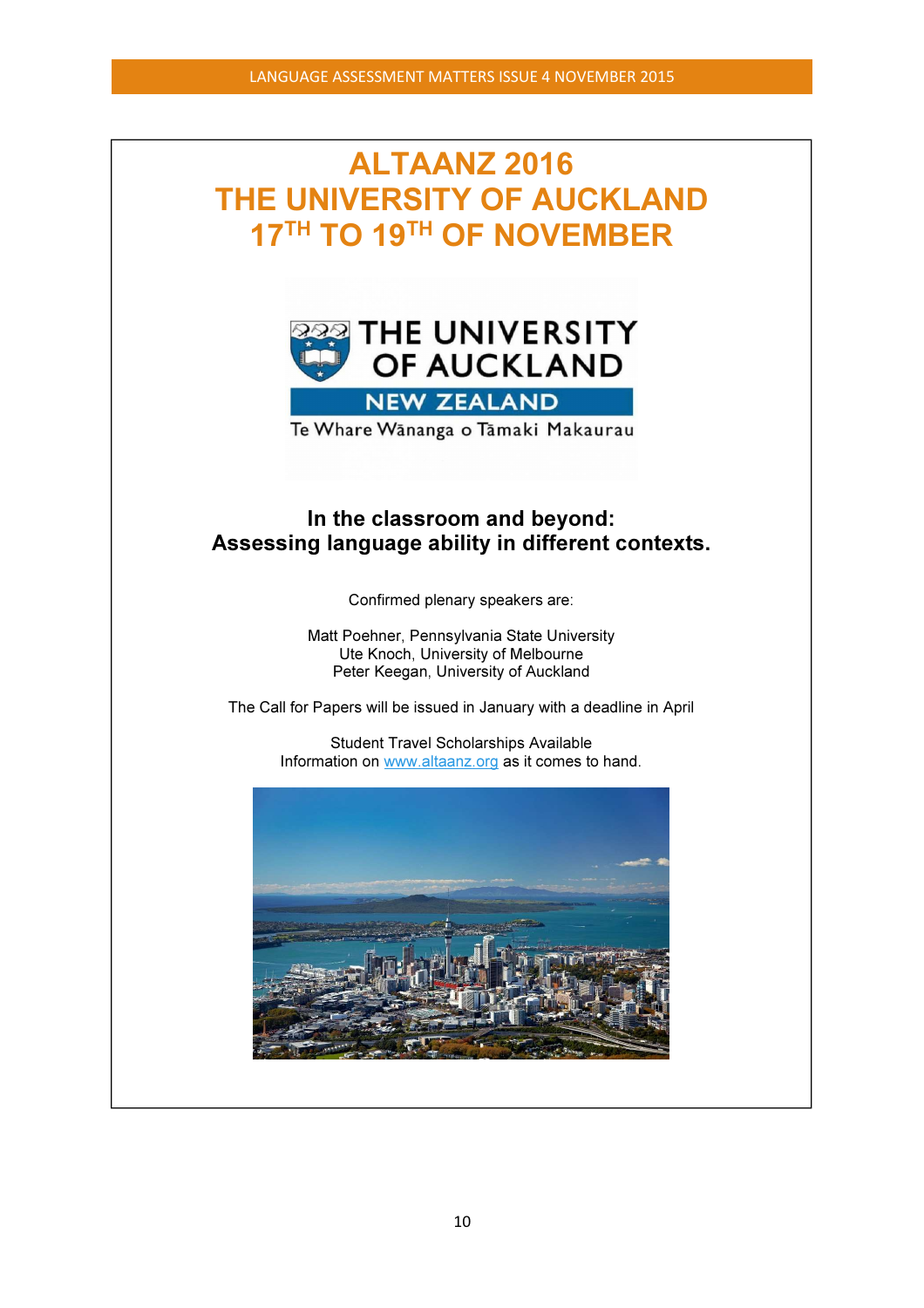# ALTAANZ 2016
# THE UNIVERSITY OF AUCKLAND
# 17TH TO 19TH OF NOVEMBER

THE UNIVERSITY OF AUCKLAND
NEW ZEALAND
Te Whare Wānanga o Tāmaki Makaurau

## In the classroom and beyond: Assessing language ability in different contexts.

Confirmed plenary speakers are:

Matt Poehner, Pennsylvania State University
Ute Knoch, University of Melbourne
Peter Keegan, University of Auckland

The Call for Papers will be issued in January with a deadline in April

Student Travel Scholarships Available
Information on www.altaanz.org as it comes to hand.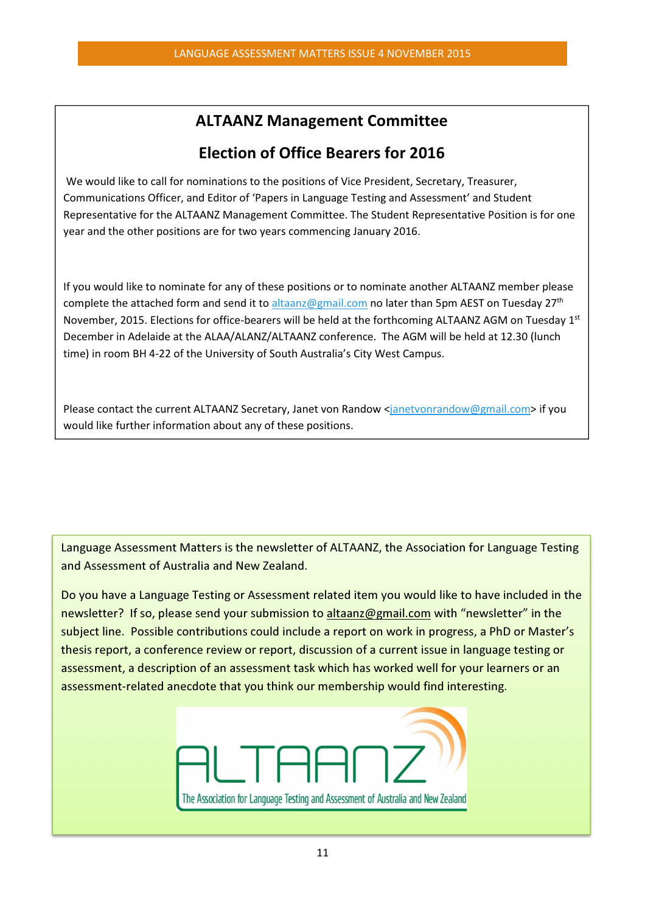## ALTAANZ Management Committee

## Election of Office Bearers for 2016

We would like to call for nominations to the positions of Vice President, Secretary, Treasurer, Communications Officer, and Editor of 'Papers in Language Testing and Assessment' and Student Representative for the ALTAANZ Management Committee. The Student Representative Position is for one year and the other positions are for two years commencing January 2016.

If you would like to nominate for any of these positions or to nominate another ALTAANZ member please complete the attached form and send it to altaanz@gmail.com no later than 5pm AEST on Tuesday 27th November, 2015. Elections for office-bearers will be held at the forthcoming ALTAANZ AGM on Tuesday 1st December in Adelaide at the ALAA/ALANZ/ALTAANZ conference. The AGM will be held at 12.30 (lunch time) in room BH 4-22 of the University of South Australia's City West Campus.

Please contact the current ALTAANZ Secretary, Janet von Randow <janetvonrandow@gmail.com> if you would like further information about any of these positions.

Language Assessment Matters is the newsletter of ALTAANZ, the Association for Language Testing and Assessment of Australia and New Zealand.

Do you have a Language Testing or Assessment related item you would like to have included in the newsletter? If so, please send your submission to altaanz@gmail.com with "newsletter" in the subject line. Possible contributions could include a report on work in progress, a PhD or Master's thesis report, a conference review or report, discussion of a current issue in language testing or assessment, a description of an assessment task which has worked well for your learners or an assessment-related anecdote that you think our membership would find interesting.

ALTAANZ

The Association for Language Testing and Assessment of Australia and New Zealand